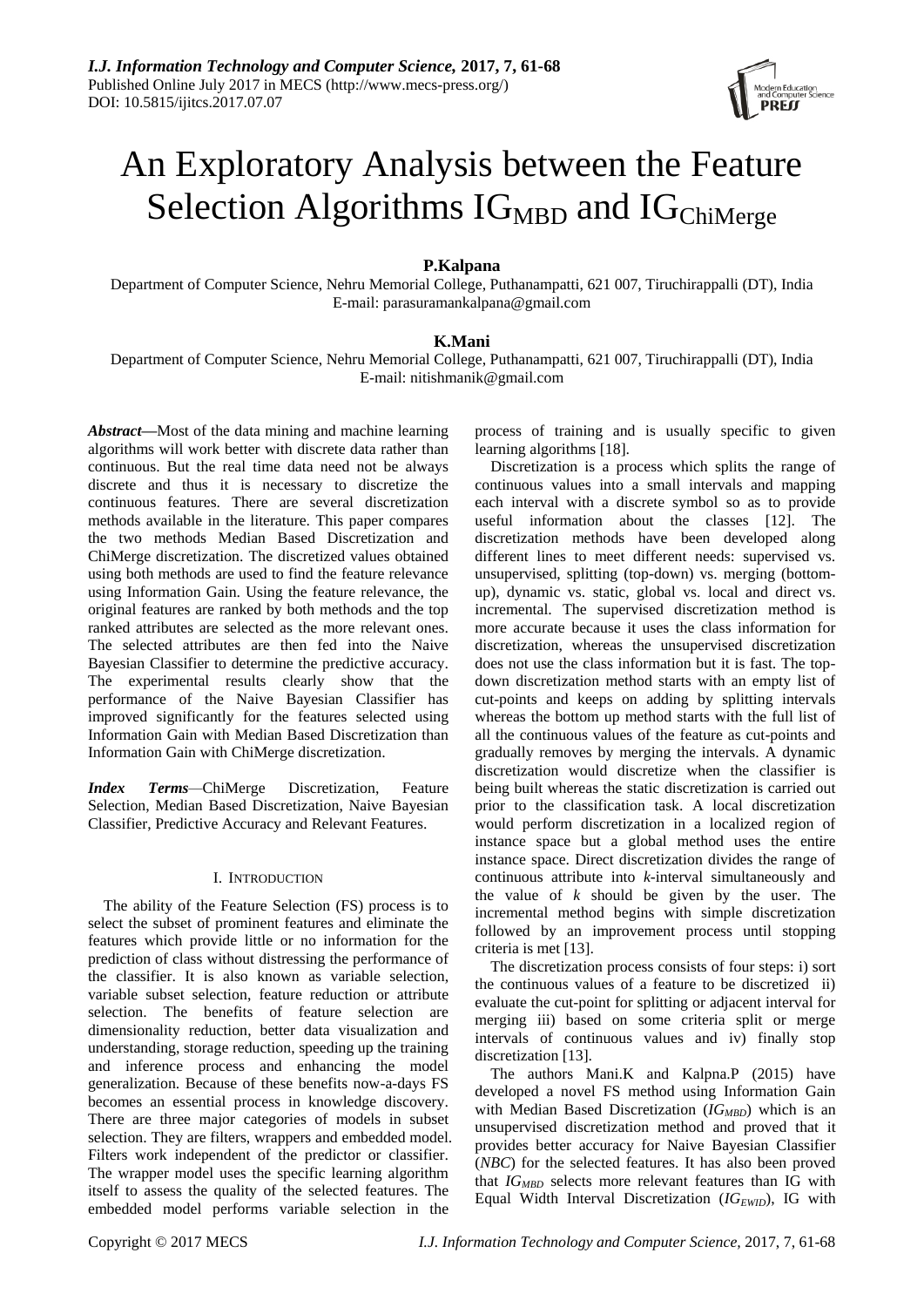# An Exploratory Analysis between the Feature Selection Algorithms $IG_{MBD}$ and $IG_{ChiMerge}$

**P.Kalpana**

Department of Computer Science, Nehru Memorial College, Puthanampatti, 621 007, Tiruchirappalli (DT), India
E-mail: parasuramankalpana@gmail.com

**K.Mani**

Department of Computer Science, Nehru Memorial College, Puthanampatti, 621 007, Tiruchirappalli (DT), India
E-mail: nitishmanik@gmail.com

***Abstract*—**Most of the data mining and machine learning algorithms will work better with discrete data rather than continuous. But the real time data need not be always discrete and thus it is necessary to discretize the continuous features. There are several discretization methods available in the literature. This paper compares the two methods Median Based Discretization and ChiMerge discretization. The discretized values obtained using both methods are used to find the feature relevance using Information Gain. Using the feature relevance, the original features are ranked by both methods and the top ranked attributes are selected as the more relevant ones. The selected attributes are then fed into the Naive Bayesian Classifier to determine the predictive accuracy. The experimental results clearly show that the performance of the Naive Bayesian Classifier has improved significantly for the features selected using Information Gain with Median Based Discretization than Information Gain with ChiMerge discretization.

***Index Terms*—**ChiMerge Discretization, Feature Selection, Median Based Discretization, Naive Bayesian Classifier, Predictive Accuracy and Relevant Features.

## I. Introduction

The ability of the Feature Selection (FS) process is to select the subset of prominent features and eliminate the features which provide little or no information for the prediction of class without distressing the performance of the classifier. It is also known as variable selection, variable subset selection, feature reduction or attribute selection. The benefits of feature selection are dimensionality reduction, better data visualization and understanding, storage reduction, speeding up the training and inference process and enhancing the model generalization. Because of these benefits now-a-days FS becomes an essential process in knowledge discovery. There are three major categories of models in subset selection. They are filters, wrappers and embedded model. Filters work independent of the predictor or classifier. The wrapper model uses the specific learning algorithm itself to assess the quality of the selected features. The embedded model performs variable selection in the process of training and is usually specific to given learning algorithms [18].

Discretization is a process which splits the range of continuous values into a small intervals and mapping each interval with a discrete symbol so as to provide useful information about the classes [12]. The discretization methods have been developed along different lines to meet different needs: supervised vs. unsupervised, splitting (top-down) vs. merging (bottom-up), dynamic vs. static, global vs. local and direct vs. incremental. The supervised discretization method is more accurate because it uses the class information for discretization, whereas the unsupervised discretization does not use the class information but it is fast. The top-down discretization method starts with an empty list of cut-points and keeps on adding by splitting intervals whereas the bottom up method starts with the full list of all the continuous values of the feature as cut-points and gradually removes by merging the intervals. A dynamic discretization would discretize when the classifier is being built whereas the static discretization is carried out prior to the classification task. A local discretization would perform discretization in a localized region of instance space but a global method uses the entire instance space. Direct discretization divides the range of continuous attribute into *k*-interval simultaneously and the value of *k* should be given by the user. The incremental method begins with simple discretization followed by an improvement process until stopping criteria is met [13].

The discretization process consists of four steps: i) sort the continuous values of a feature to be discretized ii) evaluate the cut-point for splitting or adjacent interval for merging iii) based on some criteria split or merge intervals of continuous values and iv) finally stop discretization [13].

The authors Mani.K and Kalpna.P (2015) have developed a novel FS method using Information Gain with Median Based Discretization ($IG_{MBD}$) which is an unsupervised discretization method and proved that it provides better accuracy for Naive Bayesian Classifier (*NBC*) for the selected features. It has also been proved that $IG_{MBD}$ selects more relevant features than IG with Equal Width Interval Discretization ($IG_{EWID}$), IG with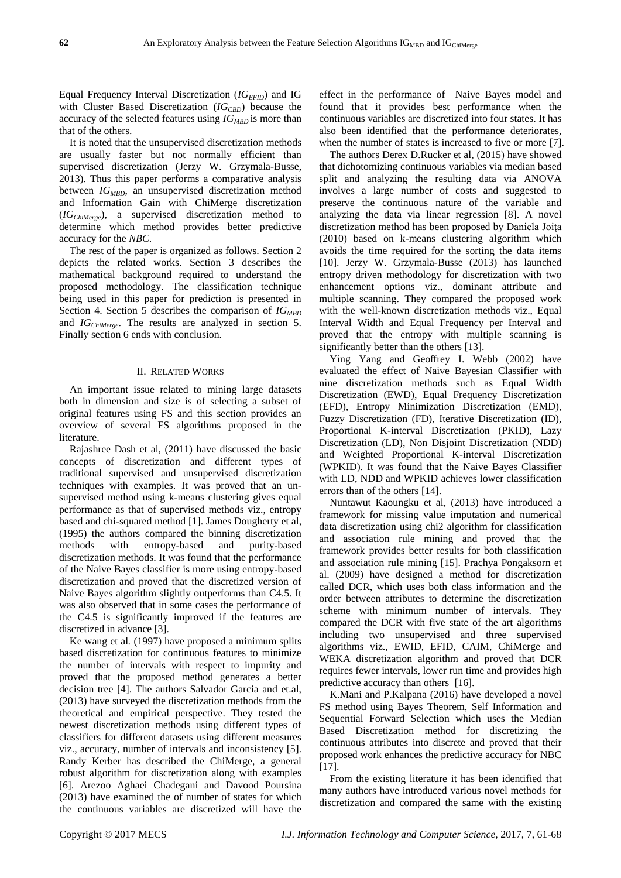Equal Frequency Interval Discretization ($IG_{EFID}$) and IG with Cluster Based Discretization ($IG_{CBD}$) because the accuracy of the selected features using $IG_{MBD}$ is more than that of the others.

It is noted that the unsupervised discretization methods are usually faster but not normally efficient than supervised discretization (Jerzy W. Grzymala-Busse, 2013). Thus this paper performs a comparative analysis between $IG_{MBD}$, an unsupervised discretization method and Information Gain with ChiMerge discretization ($IG_{ChiMerge}$), a supervised discretization method to determine which method provides better predictive accuracy for the *NBC*.

The rest of the paper is organized as follows. Section 2 depicts the related works. Section 3 describes the mathematical background required to understand the proposed methodology. The classification technique being used in this paper for prediction is presented in Section 4. Section 5 describes the comparison of $IG_{MBD}$ and $IG_{ChiMerge}$. The results are analyzed in section 5. Finally section 6 ends with conclusion.

## II. Related Works

An important issue related to mining large datasets both in dimension and size is of selecting a subset of original features using FS and this section provides an overview of several FS algorithms proposed in the literature.

Rajashree Dash et al, (2011) have discussed the basic concepts of discretization and different types of traditional supervised and unsupervised discretization techniques with examples. It was proved that an unsupervised method using k-means clustering gives equal performance as that of supervised methods viz., entropy based and chi-squared method [1]. James Dougherty et al, (1995) the authors compared the binning discretization methods with entropy-based and purity-based discretization methods. It was found that the performance of the Naive Bayes classifier is more using entropy-based discretization and proved that the discretized version of Naive Bayes algorithm slightly outperforms than C4.5. It was also observed that in some cases the performance of the C4.5 is significantly improved if the features are discretized in advance [3].

Ke wang et al. (1997) have proposed a minimum splits based discretization for continuous features to minimize the number of intervals with respect to impurity and proved that the proposed method generates a better decision tree [4]. The authors Salvador Garcia and et.al, (2013) have surveyed the discretization methods from the theoretical and empirical perspective. They tested the newest discretization methods using different types of classifiers for different datasets using different measures viz., accuracy, number of intervals and inconsistency [5]. Randy Kerber has described the ChiMerge, a general robust algorithm for discretization along with examples [6]. Arezoo Aghaei Chadegani and Davood Poursina (2013) have examined the of number of states for which the continuous variables are discretized will have the effect in the performance of Naive Bayes model and found that it provides best performance when the continuous variables are discretized into four states. It has also been identified that the performance deteriorates, when the number of states is increased to five or more [7].

The authors Derex D.Rucker et al, (2015) have showed that dichotomizing continuous variables via median based split and analyzing the resulting data via ANOVA involves a large number of costs and suggested to preserve the continuous nature of the variable and analyzing the data via linear regression [8]. A novel discretization method has been proposed by Daniela Joiţa (2010) based on k-means clustering algorithm which avoids the time required for the sorting the data items [10]. Jerzy W. Grzymala-Busse (2013) has launched entropy driven methodology for discretization with two enhancement options viz., dominant attribute and multiple scanning. They compared the proposed work with the well-known discretization methods viz., Equal Interval Width and Equal Frequency per Interval and proved that the entropy with multiple scanning is significantly better than the others [13].

Ying Yang and Geoffrey I. Webb (2002) have evaluated the effect of Naive Bayesian Classifier with nine discretization methods such as Equal Width Discretization (EWD), Equal Frequency Discretization (EFD), Entropy Minimization Discretization (EMD), Fuzzy Discretization (FD), Iterative Discretization (ID), Proportional K-interval Discretization (PKID), Lazy Discretization (LD), Non Disjoint Discretization (NDD) and Weighted Proportional K-interval Discretization (WPKID). It was found that the Naive Bayes Classifier with LD, NDD and WPKID achieves lower classification errors than of the others [14].

Nuntawut Kaoungku et al, (2013) have introduced a framework for missing value imputation and numerical data discretization using chi2 algorithm for classification and association rule mining and proved that the framework provides better results for both classification and association rule mining [15]. Prachya Pongaksorn et al. (2009) have designed a method for discretization called DCR, which uses both class information and the order between attributes to determine the discretization scheme with minimum number of intervals. They compared the DCR with five state of the art algorithms including two unsupervised and three supervised algorithms viz., EWID, EFID, CAIM, ChiMerge and WEKA discretization algorithm and proved that DCR requires fewer intervals, lower run time and provides high predictive accuracy than others [16].

K.Mani and P.Kalpana (2016) have developed a novel FS method using Bayes Theorem, Self Information and Sequential Forward Selection which uses the Median Based Discretization method for discretizing the continuous attributes into discrete and proved that their proposed work enhances the predictive accuracy for NBC [17].

From the existing literature it has been identified that many authors have introduced various novel methods for discretization and compared the same with the existing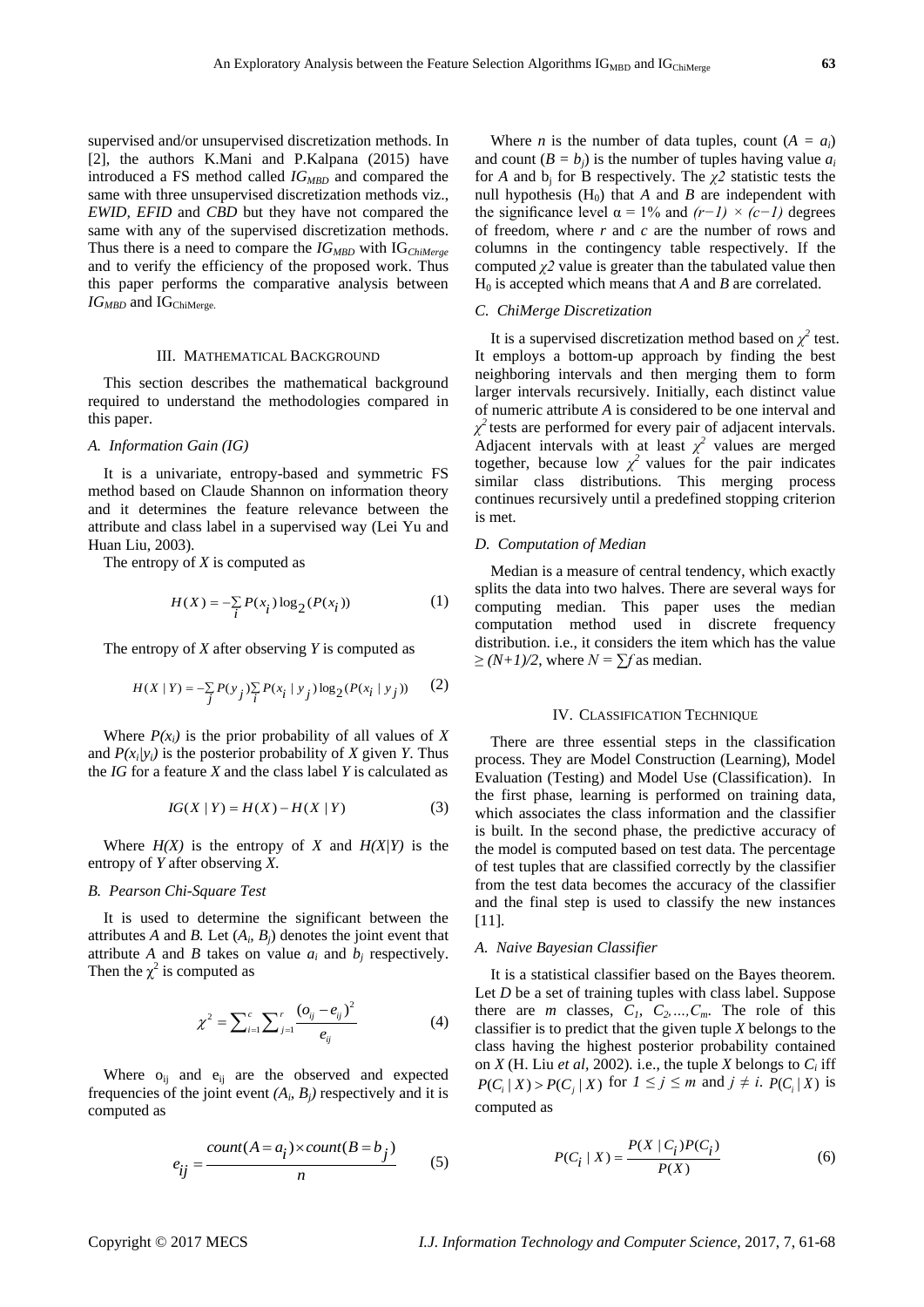supervised and/or unsupervised discretization methods. In [2], the authors K.Mani and P.Kalpana (2015) have introduced a FS method called $IG_{MBD}$ and compared the same with three unsupervised discretization methods viz., *EWID, EFID* and *CBD* but they have not compared the same with any of the supervised discretization methods. Thus there is a need to compare the $IG_{MBD}$ with $IG_{ChiMerge}$ and to verify the efficiency of the proposed work. Thus this paper performs the comparative analysis between $IG_{MBD}$ and $IG_{ChiMerge}$.

## III. Mathematical Background

This section describes the mathematical background required to understand the methodologies compared in this paper.

### A. Information Gain (IG)

It is a univariate, entropy-based and symmetric FS method based on Claude Shannon on information theory and it determines the feature relevance between the attribute and class label in a supervised way (Lei Yu and Huan Liu, 2003).

The entropy of *X* is computed as

$$H(X) = -\sum_i P(x_i)\log_2(P(x_i)) \tag{1}$$

The entropy of *X* after observing *Y* is computed as

$$H(X \mid Y) = -\sum_j P(y_j)\sum_i P(x_i \mid y_j)\log_2(P(x_i \mid y_j)) \tag{2}$$

Where $P(x_i)$ is the prior probability of all values of *X* and $P(x_i|y_i)$ is the posterior probability of *X* given *Y*. Thus the *IG* for a feature *X* and the class label *Y* is calculated as

$$IG(X \mid Y) = H(X) - H(X \mid Y) \tag{3}$$

Where $H(X)$ is the entropy of *X* and $H(X|Y)$ is the entropy of *Y* after observing *X*.

### B. Pearson Chi-Square Test

It is used to determine the significant between the attributes *A* and *B.* Let $(A_i, B_j)$ denotes the joint event that attribute *A* and *B* takes on value $a_i$ and $b_j$ respectively. Then the $\chi^2$ is computed as

$$\chi^2 = \sum_{i=1}^{c}\sum_{j=1}^{r}\frac{(o_{ij}-e_{ij})^2}{e_{ij}} \tag{4}$$

Where $o_{ij}$ and $e_{ij}$ are the observed and expected frequencies of the joint event $(A_i, B_j)$ respectively and it is computed as

$$e_{ij} = \frac{count(A = a_i) \times count(B = b_j)}{n} \tag{5}$$

Where *n* is the number of data tuples, count $(A = a_i)$ and count $(B = b_j)$ is the number of tuples having value $a_i$ for *A* and $b_j$ for B respectively. The $\chi 2$ statistic tests the null hypothesis ($H_0$) that *A* and *B* are independent with the significance level $\alpha = 1\%$ and $(r-1) \times (c-1)$ degrees of freedom, where *r* and *c* are the number of rows and columns in the contingency table respectively. If the computed $\chi 2$ value is greater than the tabulated value then $H_0$ is accepted which means that *A* and *B* are correlated.

### C. ChiMerge Discretization

It is a supervised discretization method based on $\chi^2$ test. It employs a bottom-up approach by finding the best neighboring intervals and then merging them to form larger intervals recursively. Initially, each distinct value of numeric attribute *A* is considered to be one interval and $\chi^2$ tests are performed for every pair of adjacent intervals. Adjacent intervals with at least $\chi^2$ values are merged together, because low $\chi^2$ values for the pair indicates similar class distributions. This merging process continues recursively until a predefined stopping criterion is met.

### D. Computation of Median

Median is a measure of central tendency, which exactly splits the data into two halves. There are several ways for computing median. This paper uses the median computation method used in discrete frequency distribution. i.e., it considers the item which has the value $\geq (N+1)/2$, where $N = \sum f$ as median.

## IV. Classification Technique

There are three essential steps in the classification process. They are Model Construction (Learning), Model Evaluation (Testing) and Model Use (Classification). In the first phase, learning is performed on training data, which associates the class information and the classifier is built. In the second phase, the predictive accuracy of the model is computed based on test data. The percentage of test tuples that are classified correctly by the classifier from the test data becomes the accuracy of the classifier and the final step is used to classify the new instances [11].

### A. Naive Bayesian Classifier

It is a statistical classifier based on the Bayes theorem. Let *D* be a set of training tuples with class label. Suppose there are *m* classes, $C_1, C_2, \ldots, C_m$. The role of this classifier is to predict that the given tuple *X* belongs to the class having the highest posterior probability contained on *X* (H. Liu *et al*, 2002). i.e., the tuple *X* belongs to $C_i$ iff $P(C_i \mid X) > P(C_j \mid X)$ for $1 \leq j \leq m$ and $j \neq i$. $P(C_i \mid X)$ is computed as

$$P(C_i \mid X) = \frac{P(X \mid C_i)P(C_i)}{P(X)} \tag{6}$$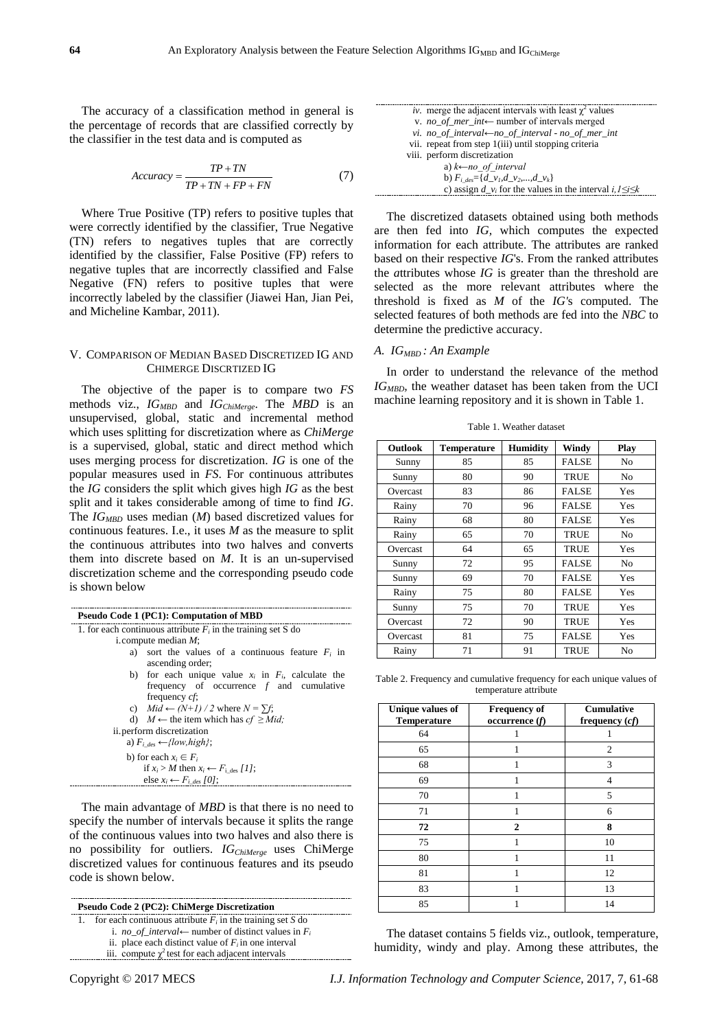The accuracy of a classification method in general is the percentage of records that are classified correctly by the classifier in the test data and is computed as

$$Accuracy = \frac{TP + TN}{TP + TN + FP + FN} \tag{7}$$

Where True Positive (TP) refers to positive tuples that were correctly identified by the classifier, True Negative (TN) refers to negatives tuples that are correctly identified by the classifier, False Positive (FP) refers to negative tuples that are incorrectly classified and False Negative (FN) refers to positive tuples that were incorrectly labeled by the classifier (Jiawei Han, Jian Pei, and Micheline Kambar, 2011).

## V. Comparison of Median Based Discretized IG and ChiMerge Discrtized IG

The objective of the paper is to compare two *FS* methods viz., $IG_{MBD}$ and $IG_{ChiMerge}$. The *MBD* is an unsupervised, global, static and incremental method which uses splitting for discretization where as *ChiMerge* is a supervised, global, static and direct method which uses merging process for discretization. *IG* is one of the popular measures used in *FS*. For continuous attributes the *IG* considers the split which gives high *IG* as the best split and it takes considerable among of time to find *IG*. The $IG_{MBD}$ uses median (*M*) based discretized values for continuous features. I.e., it uses *M* as the measure to split the continuous attributes into two halves and converts them into discrete based on *M*. It is an un-supervised discretization scheme and the corresponding pseudo code is shown below

**Pseudo Code 1 (PC1): Computation of MBD**

1. for each continuous attribute $F_i$ in the training set S do
   - i. compute median *M*;
     - a) sort the values of a continuous feature $F_i$ in ascending order;
     - b) for each unique value $x_i$ in $F_i$, calculate the frequency of occurrence *f* and cumulative frequency *cf*;
     - c) $Mid \leftarrow (N+1) / 2$ where $N = \sum f$;
     - d) $M \leftarrow$ the item which has $cf \geq Mid$;
   - ii. perform discretization
     - a) $F_{i\_des} \leftarrow \{low, high\}$;
     - b) for each $x_i \in F_i$
       - if $x_i > M$ then $x_i \leftarrow F_{i\_des}[1]$;
       - else $x_i \leftarrow F_{i\_des}[0]$;

The main advantage of *MBD* is that there is no need to specify the number of intervals because it splits the range of the continuous values into two halves and also there is no possibility for outliers. $IG_{ChiMerge}$ uses ChiMerge discretized values for continuous features and its pseudo code is shown below.

**Pseudo Code 2 (PC2): ChiMerge Discretization**

1. for each continuous attribute $F_i$ in the training set *S* do
   - i. *no_of_interval* ← number of distinct values in $F_i$
   - ii. place each distinct value of $F_i$ in one interval
   - iii. compute $\chi^2$ test for each adjacent intervals
   - iv. merge the adjacent intervals with least $\chi^2$ values
   - v. *no_of_mer_int* ← number of intervals merged
   - vi. *no_of_interval* ← *no_of_interval* - *no_of_mer_int*
   - vii. repeat from step 1(iii) until stopping criteria
   - viii. perform discretization
     - a) $k \leftarrow no\_of\_interval$
     - b) $F_{i\_des} = \{d\_v_1, d\_v_2, \ldots, d\_v_k\}$
     - c) assign $d\_v_i$ for the values in the interval $i, 1 \leq i \leq k$

The discretized datasets obtained using both methods are then fed into *IG*, which computes the expected information for each attribute. The attributes are ranked based on their respective *IG*'s. From the ranked attributes the attributes whose *IG* is greater than the threshold are selected as the more relevant attributes where the threshold is fixed as *M* of the *IG*'s computed. The selected features of both methods are fed into the *NBC* to determine the predictive accuracy.

### A. $IG_{MBD}$ : An Example

In order to understand the relevance of the method $IG_{MBD}$, the weather dataset has been taken from the UCI machine learning repository and it is shown in Table 1.

Table 1. Weather dataset

| Outlook | Temperature | Humidity | Windy | Play |
|---|---|---|---|---|
| Sunny | 85 | 85 | FALSE | No |
| Sunny | 80 | 90 | TRUE | No |
| Overcast | 83 | 86 | FALSE | Yes |
| Rainy | 70 | 96 | FALSE | Yes |
| Rainy | 68 | 80 | FALSE | Yes |
| Rainy | 65 | 70 | TRUE | No |
| Overcast | 64 | 65 | TRUE | Yes |
| Sunny | 72 | 95 | FALSE | No |
| Sunny | 69 | 70 | FALSE | Yes |
| Rainy | 75 | 80 | FALSE | Yes |
| Sunny | 75 | 70 | TRUE | Yes |
| Overcast | 72 | 90 | TRUE | Yes |
| Overcast | 81 | 75 | FALSE | Yes |
| Rainy | 71 | 91 | TRUE | No |

Table 2. Frequency and cumulative frequency for each unique values of temperature attribute

| Unique values of Temperature | Frequency of occurrence (*f*) | Cumulative frequency (*cf*) |
|---|---|---|
| 64 | 1 | 1 |
| 65 | 1 | 2 |
| 68 | 1 | 3 |
| 69 | 1 | 4 |
| 70 | 1 | 5 |
| 71 | 1 | 6 |
| **72** | **2** | **8** |
| 75 | 1 | 10 |
| 80 | 1 | 11 |
| 81 | 1 | 12 |
| 83 | 1 | 13 |
| 85 | 1 | 14 |

The dataset contains 5 fields viz., outlook, temperature, humidity, windy and play. Among these attributes, the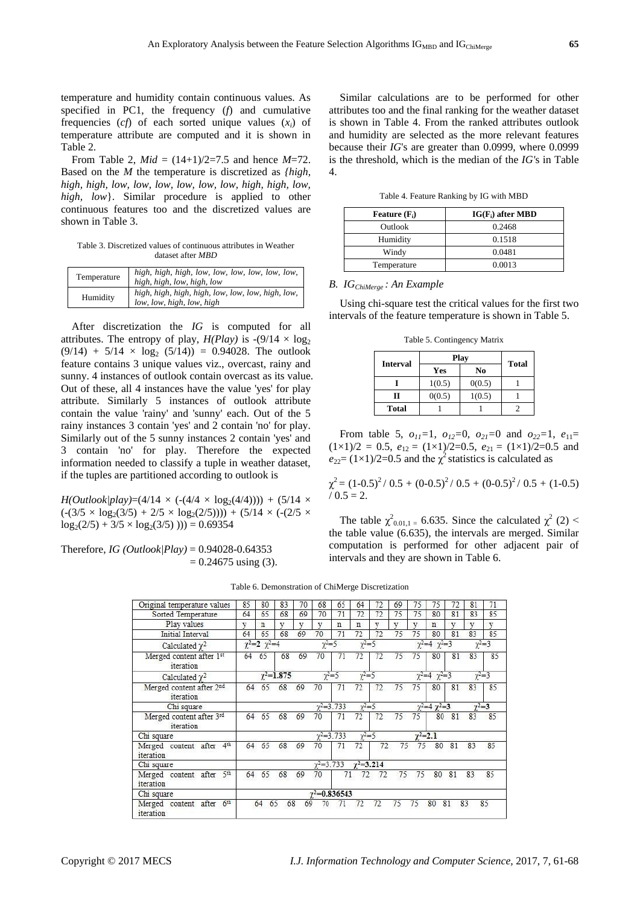temperature and humidity contain continuous values. As specified in PC1, the frequency ($f$) and cumulative frequencies ($cf$) of each sorted unique values ($x_i$) of temperature attribute are computed and it is shown in Table 2.

From Table 2, $Mid = (14+1)/2=7.5$ and hence $M$=72. Based on the $M$ the temperature is discretized as *{high, high, high, low, low, low, low, low, low, high, high, low, high, low}*. Similar procedure is applied to other continuous features too and the discretized values are shown in Table 3.

Table 3. Discretized values of continuous attributes in Weather dataset after *MBD*

| | |
|---|---|
| Temperature | *high, high, high, low, low, low, low, low, low, high, high, low, high, low* |
| Humidity | *high, high, high, high, low, low, low, high, low, low, low, high, low, high* |

After discretization the *IG* is computed for all attributes. The entropy of play, $H(Play)$ is $-(9/14 \times \log_2 (9/14) + 5/14 \times \log_2 (5/14)) = 0.94028$. The outlook feature contains 3 unique values viz., overcast, rainy and sunny. 4 instances of outlook contain overcast as its value. Out of these, all 4 instances have the value 'yes' for play attribute. Similarly 5 instances of outlook attribute contain the value 'rainy' and 'sunny' each. Out of the 5 rainy instances 3 contain 'yes' and 2 contain 'no' for play. Similarly out of the 5 sunny instances 2 contain 'yes' and 3 contain 'no' for play. Therefore the expected information needed to classify a tuple in weather dataset, if the tuples are partitioned according to outlook is

$H(Outlook|play)=(4/14 \times (-(4/4 \times \log_2(4/4)))) + (5/14 \times (-(3/5 \times \log_2(3/5) + 2/5 \times \log_2(2/5)))) + (5/14 \times (-(2/5 \times \log_2(2/5) + 3/5 \times \log_2(3/5) ))) = 0.69354$

Therefore, $IG\ (Outlook|Play) = 0.94028-0.64353$
$= 0.24675$ using (3).

Similar calculations are to be performed for other attributes too and the final ranking for the weather dataset is shown in Table 4. From the ranked attributes outlook and humidity are selected as the more relevant features because their *IG*'s are greater than 0.0999, where 0.0999 is the threshold, which is the median of the *IG*'s in Table 4.

Table 4. Feature Ranking by IG with MBD

| Feature ($F_i$) | IG($F_i$) after MBD |
|---|---|
| Outlook | 0.2468 |
| Humidity | 0.1518 |
| Windy | 0.0481 |
| Temperature | 0.0013 |

### B. $IG_{ChiMerge}$ : An Example

Using chi-square test the critical values for the first two intervals of the feature temperature is shown in Table 5.

Table 5. Contingency Matrix

| Interval | Play | | Total |
|---|---|---|---|
| | Yes | No | |
| I | 1(0.5) | 0(0.5) | 1 |
| II | 0(0.5) | 1(0.5) | 1 |
| Total | 1 | 1 | 2 |

From table 5, $o_{11}$=1, $o_{12}$=0, $o_{21}$=0 and $o_{22}$=1, $e_{11}$= (1×1)/2 = 0.5, $e_{12}$ = (1×1)/2=0.5, $e_{21}$ = (1×1)/2=0.5 and $e_{22}$= (1×1)/2=0.5 and the $\chi^2$ statistics is calculated as

$\chi^2 = (1\text{-}0.5)^2 / 0.5 + (0\text{-}0.5)^2 / 0.5 + (0\text{-}0.5)^2 / 0.5 + (1\text{-}0.5) / 0.5 = 2.$

The table $\chi^2_{0.01,1} =$ 6.635. Since the calculated $\chi^2$ (2) < the table value (6.635), the intervals are merged. Similar computation is performed for other adjacent pair of intervals and they are shown in Table 6.

Table 6. Demonstration of ChiMerge Discretization

| | | | | | | | | | | | | | | |
|---|---|---|---|---|---|---|---|---|---|---|---|---|---|---|
| Original temperature values | 85 | 80 | 83 | 70 | 68 | 65 | 64 | 72 | 69 | 75 | 75 | 72 | 81 | 71 |
| Sorted Temperature | 64 | 65 | 68 | 69 | 70 | 71 | 72 | 72 | 75 | 75 | 80 | 81 | 83 | 85 |
| Play values | y | n | y | y | y | n | n | y | y | y | n | y | y | y |
| Initial Interval | 64 | 65 | 68 | 69 | 70 | 71 | 72 | 72 | 75 | 75 | 80 | 81 | 83 | 85 |
| Calculated $\chi^2$ | $\chi^2$=2 | $\chi^2$=4 | | | $\chi^2$=5 | | $\chi^2$=5 | | | | $\chi^2$=4 | $\chi^2$=3 | | $\chi^2$=3 |
| Merged content after 1st iteration | 64 65 | | 68 | 69 | 70 | 71 | 72 | 72 | 75 | 75 | 80 | 81 | 83 | 85 |
| Calculated $\chi^2$ | | $\chi^2$=1.875 | | | $\chi^2$=5 | | $\chi^2$=5 | | | | $\chi^2$=4 | $\chi^2$=3 | | $\chi^2$=3 |
| Merged content after 2nd iteration | 64 65 68 | | | 69 | 70 | 71 | 72 | 72 | 75 | 75 | 80 | 81 | 83 | 85 |
| Chi square | | | | | $\chi^2$=3.733 | | $\chi^2$=5 | | | | $\chi^2$=4 | $\chi^2$=3 | | $\chi^2$=3 |
| Merged content after 3rd iteration | 64 65 68 69 70 | | | | | 71 | 72 | 72 | 75 | 75 | 80 81 | | 83 | 85 |
| Chi square | | | | | $\chi^2$=3.733 | | $\chi^2$=5 | | | | $\chi^2$=2.1 | | | |
| Merged content after 4th iteration | 64 65 68 69 70 | | | | | 71 | 72 | 72 | 75 | 75 | 80 81 83 85 | | | |
| Chi square | | | | | $\chi^2$=3.733 | | $\chi^2$=3.214 | | | | | | | |
| Merged content after 5th iteration | 64 65 68 69 70 | | | | | 71 72 | | 72 75 75 80 81 83 85 | | | | | | |
| Chi square | | | | | $\chi^2$=0.836543 | | | | | | | | | |
| Merged content after 6th iteration | 64 65 68 69 70 71 72 72 75 75 80 81 83 85 | | | | | | | | | | | | | |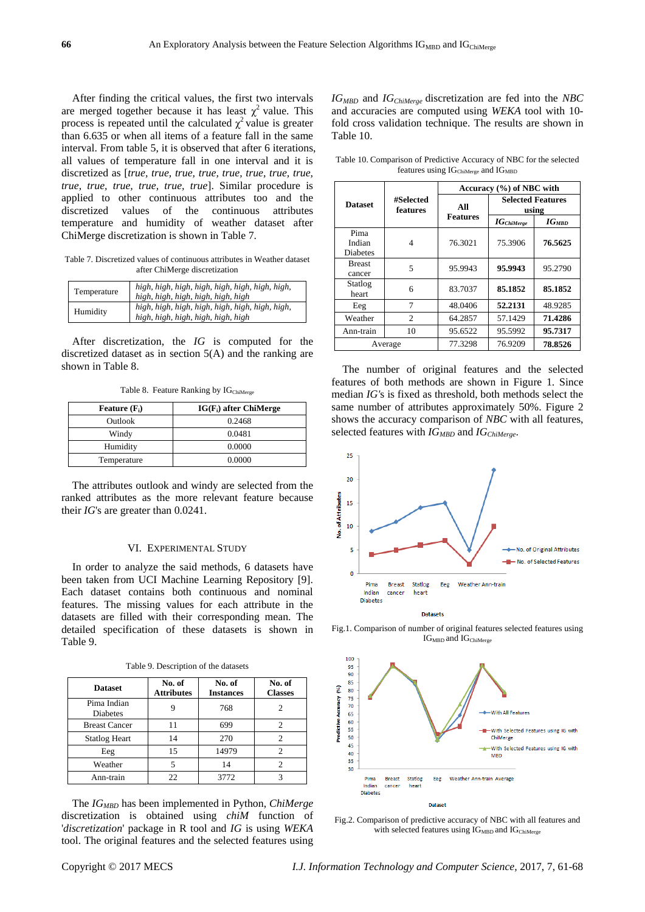After finding the critical values, the first two intervals are merged together because it has least $\chi^2$ value. This process is repeated until the calculated $\chi^2$ value is greater than 6.635 or when all items of a feature fall in the same interval. From table 5, it is observed that after 6 iterations, all values of temperature fall in one interval and it is discretized as [*true, true, true, true, true, true, true, true, true, true, true, true, true, true*]. Similar procedure is applied to other continuous attributes too and the discretized values of the continuous attributes temperature and humidity of weather dataset after ChiMerge discretization is shown in Table 7.

Table 7. Discretized values of continuous attributes in Weather dataset after ChiMerge discretization

| | |
|---|---|
| Temperature | *high, high, high, high, high, high, high, high, high, high, high, high, high, high* |
| Humidity | *high, high, high, high, high, high, high, high, high, high, high, high, high, high* |

After discretization, the *IG* is computed for the discretized dataset as in section 5(A) and the ranking are shown in Table 8.

Table 8. Feature Ranking by $IG_{ChiMerge}$

| Feature ($F_i$) | IG($F_i$) after ChiMerge |
|---|---|
| Outlook | 0.2468 |
| Windy | 0.0481 |
| Humidity | 0.0000 |
| Temperature | 0.0000 |

The attributes outlook and windy are selected from the ranked attributes as the more relevant feature because their *IG*'s are greater than 0.0241.

## VI. Experimental Study

In order to analyze the said methods, 6 datasets have been taken from UCI Machine Learning Repository [9]. Each dataset contains both continuous and nominal features. The missing values for each attribute in the datasets are filled with their corresponding mean. The detailed specification of these datasets is shown in Table 9.

Table 9. Description of the datasets

| Dataset | No. of Attributes | No. of Instances | No. of Classes |
|---|---|---|---|
| Pima Indian Diabetes | 9 | 768 | 2 |
| Breast Cancer | 11 | 699 | 2 |
| Statlog Heart | 14 | 270 | 2 |
| Eeg | 15 | 14979 | 2 |
| Weather | 5 | 14 | 2 |
| Ann-train | 22 | 3772 | 3 |

The $IG_{MBD}$ has been implemented in Python, *ChiMerge* discretization is obtained using *chiM* function of '*discretization*' package in R tool and *IG* is using *WEKA* tool. The original features and the selected features using $IG_{MBD}$ and $IG_{ChiMerge}$ discretization are fed into the *NBC* and accuracies are computed using *WEKA* tool with 10-fold cross validation technique. The results are shown in Table 10.

Table 10. Comparison of Predictive Accuracy of NBC for the selected features using $IG_{ChiMerge}$ and $IG_{MBD}$

| Dataset | #Selected features | Accuracy (%) of NBC with | | |
|---|---|---|---|---|
| | | All Features | Selected Features using | |
| | | | $IG_{ChiMerge}$ | $IG_{MBD}$ |
| Pima Indian Diabetes | 4 | 76.3021 | 75.3906 | **76.5625** |
| Breast cancer | 5 | 95.9943 | **95.9943** | 95.2790 |
| Statlog heart | 6 | 83.7037 | **85.1852** | **85.1852** |
| Eeg | 7 | 48.0406 | **52.2131** | 48.9285 |
| Weather | 2 | 64.2857 | 57.1429 | **71.4286** |
| Ann-train | 10 | 95.6522 | 95.5992 | **95.7317** |
| Average | | 77.3298 | 76.9209 | **78.8526** |

The number of original features and the selected features of both methods are shown in Figure 1. Since median *IG*'s is fixed as threshold, both methods select the same number of attributes approximately 50%. Figure 2 shows the accuracy comparison of *NBC* with all features, selected features with $IG_{MBD}$ and $IG_{ChiMerge}$.

Fig.1. Comparison of number of original features selected features using $IG_{MBD}$ and $IG_{ChiMerge}$

Fig.2. Comparison of predictive accuracy of NBC with all features and with selected features using $IG_{MBD}$ and $IG_{ChiMerge}$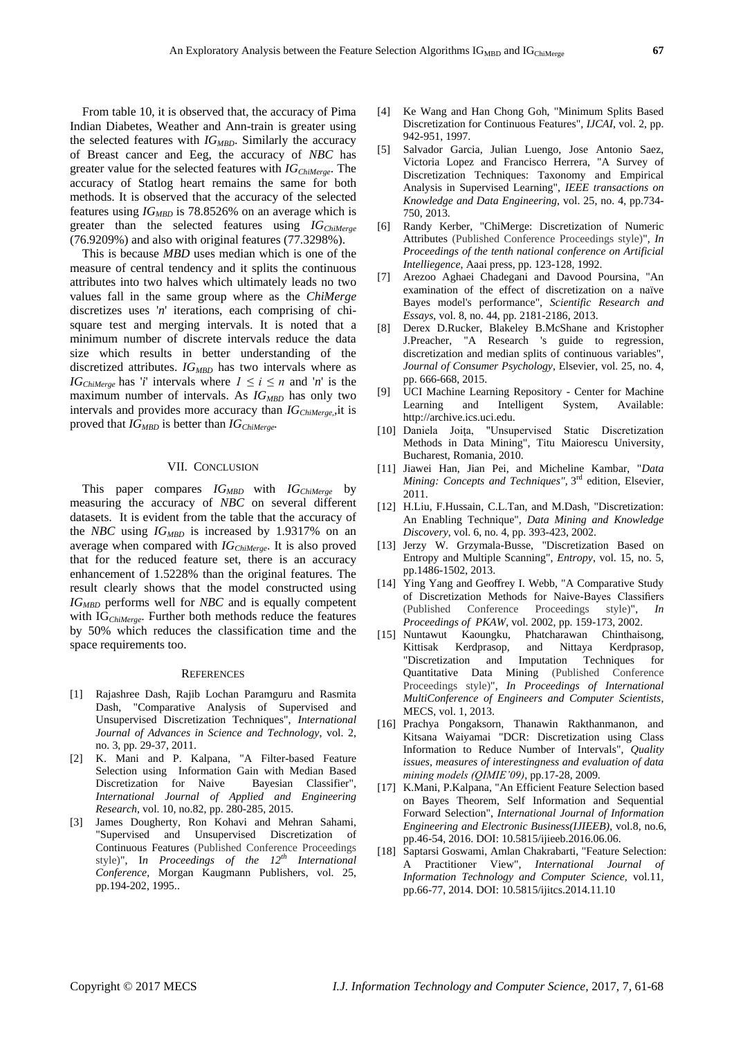From table 10, it is observed that, the accuracy of Pima Indian Diabetes, Weather and Ann-train is greater using the selected features with $IG_{MBD}$. Similarly the accuracy of Breast cancer and Eeg, the accuracy of *NBC* has greater value for the selected features with $IG_{ChiMerge}$. The accuracy of Statlog heart remains the same for both methods. It is observed that the accuracy of the selected features using $IG_{MBD}$ is 78.8526% on an average which is greater than the selected features using $IG_{ChiMerge}$ (76.9209%) and also with original features (77.3298%).

This is because *MBD* uses median which is one of the measure of central tendency and it splits the continuous attributes into two halves which ultimately leads no two values fall in the same group where as the *ChiMerge* discretizes uses '*n*' iterations, each comprising of chi-square test and merging intervals. It is noted that a minimum number of discrete intervals reduce the data size which results in better understanding of the discretized attributes. $IG_{MBD}$ has two intervals where as $IG_{ChiMerge}$ has '*i*' intervals where $1 \leq i \leq n$ and '*n*' is the maximum number of intervals. As $IG_{MBD}$ has only two intervals and provides more accuracy than $IG_{ChiMerge}$,it is proved that $IG_{MBD}$ is better than $IG_{ChiMerge}$.

## VII. Conclusion

This paper compares $IG_{MBD}$ with $IG_{ChiMerge}$ by measuring the accuracy of *NBC* on several different datasets. It is evident from the table that the accuracy of the *NBC* using $IG_{MBD}$ is increased by 1.9317% on an average when compared with $IG_{ChiMerge}$. It is also proved that for the reduced feature set, there is an accuracy enhancement of 1.5228% than the original features. The result clearly shows that the model constructed using $IG_{MBD}$ performs well for *NBC* and is equally competent with $IG_{ChiMerge}$. Further both methods reduce the features by 50% which reduces the classification time and the space requirements too.

## References

[1] Rajashree Dash, Rajib Lochan Paramguru and Rasmita Dash, "Comparative Analysis of Supervised and Unsupervised Discretization Techniques", *International Journal of Advances in Science and Technology*, vol. 2, no. 3, pp. 29-37, 2011.

[2] K. Mani and P. Kalpana, "A Filter-based Feature Selection using Information Gain with Median Based Discretization for Naive Bayesian Classifier", *International Journal of Applied and Engineering Research*, vol. 10, no.82, pp. 280-285, 2015.

[3] James Dougherty, Ron Kohavi and Mehran Sahami, "Supervised and Unsupervised Discretization of Continuous Features (Published Conference Proceedings style)", I*n Proceedings of the 12th International Conference*, Morgan Kaugmann Publishers, vol. 25, pp.194-202, 1995..

[4] Ke Wang and Han Chong Goh, "Minimum Splits Based Discretization for Continuous Features", *IJCAI*, vol. 2, pp. 942-951, 1997.

[5] Salvador Garcia, Julian Luengo, Jose Antonio Saez, Victoria Lopez and Francisco Herrera, "A Survey of Discretization Techniques: Taxonomy and Empirical Analysis in Supervised Learning", *IEEE transactions on Knowledge and Data Engineering*, vol. 25, no. 4, pp.734-750, 2013.

[6] Randy Kerber, "ChiMerge: Discretization of Numeric Attributes (Published Conference Proceedings style)", *In Proceedings of the tenth national conference on Artificial Intelliegence*, Aaai press, pp. 123-128, 1992.

[7] Arezoo Aghaei Chadegani and Davood Poursina, "An examination of the effect of discretization on a naïve Bayes model's performance", *Scientific Research and Essays*, vol. 8, no. 44, pp. 2181-2186, 2013.

[8] Derex D.Rucker, Blakeley B.McShane and Kristopher J.Preacher, "A Research 's guide to regression, discretization and median splits of continuous variables", *Journal of Consumer Psychology*, Elsevier, vol. 25, no. 4, pp. 666-668, 2015.

[9] UCI Machine Learning Repository - Center for Machine Learning and Intelligent System, Available: http://archive.ics.uci.edu.

[10] Daniela Joiţa, "Unsupervised Static Discretization Methods in Data Mining", Titu Maiorescu University, Bucharest, Romania, 2010.

[11] Jiawei Han, Jian Pei, and Micheline Kambar, "*Data Mining: Concepts and Techniques"*, 3rd edition, Elsevier, 2011.

[12] H.Liu, F.Hussain, C.L.Tan, and M.Dash, "Discretization: An Enabling Technique", *Data Mining and Knowledge Discovery*, vol. 6, no. 4, pp. 393-423, 2002.

[13] Jerzy W. Grzymala-Busse, "Discretization Based on Entropy and Multiple Scanning", *Entropy*, vol. 15, no. 5, pp.1486-1502, 2013.

[14] Ying Yang and Geoffrey I. Webb, "A Comparative Study of Discretization Methods for Naive-Bayes Classifiers (Published Conference Proceedings style)", *In Proceedings of PKAW*, vol. 2002, pp. 159-173, 2002.

[15] Nuntawut Kaoungku, Phatcharawan Chinthaisong, Kittisak Kerdprasop, and Nittaya Kerdprasop, "Discretization and Imputation Techniques for Quantitative Data Mining (Published Conference Proceedings style)", *In Proceedings of International MultiConference of Engineers and Computer Scientists*, MECS, vol. 1, 2013.

[16] Prachya Pongaksorn, Thanawin Rakthanmanon, and Kitsana Waiyamai "DCR: Discretization using Class Information to Reduce Number of Intervals", *Quality issues, measures of interestingness and evaluation of data mining models (QIMIE'09)*, pp.17-28, 2009.

[17] K.Mani, P.Kalpana, "An Efficient Feature Selection based on Bayes Theorem, Self Information and Sequential Forward Selection", *International Journal of Information Engineering and Electronic Business(IJIEEB)*, vol.8, no.6, pp.46-54, 2016. DOI: 10.5815/ijieeb.2016.06.06.

[18] Saptarsi Goswami, Amlan Chakrabarti, "Feature Selection: A Practitioner View", *International Journal of Information Technology and Computer Science*, vol.11, pp.66-77, 2014. DOI: 10.5815/ijitcs.2014.11.10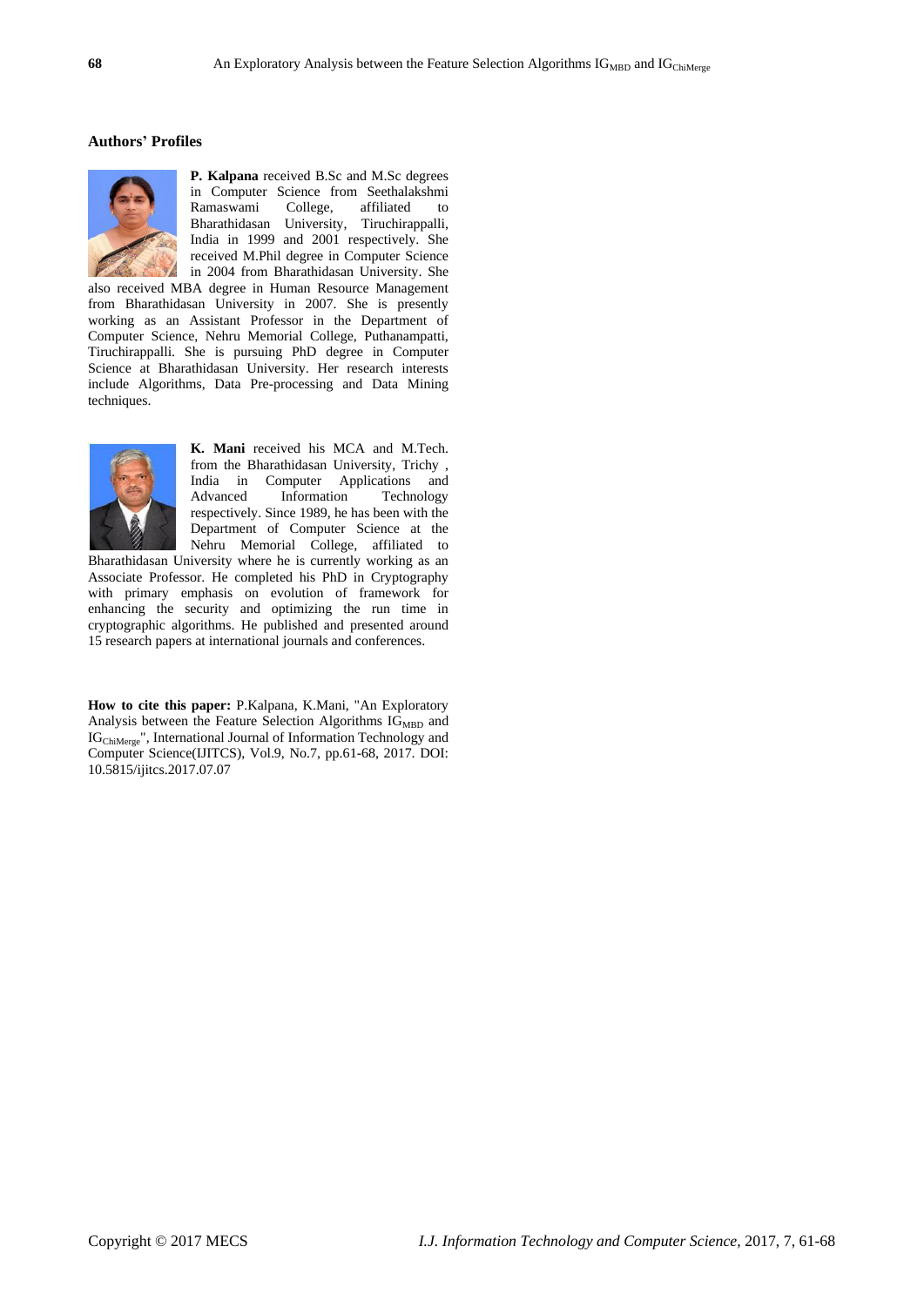## Authors' Profiles

**P. Kalpana** received B.Sc and M.Sc degrees in Computer Science from Seethalakshmi Ramaswami College, affiliated to Bharathidasan University, Tiruchirappalli, India in 1999 and 2001 respectively. She received M.Phil degree in Computer Science in 2004 from Bharathidasan University. She also received MBA degree in Human Resource Management from Bharathidasan University in 2007. She is presently working as an Assistant Professor in the Department of Computer Science, Nehru Memorial College, Puthanampatti, Tiruchirappalli. She is pursuing PhD degree in Computer Science at Bharathidasan University. Her research interests include Algorithms, Data Pre-processing and Data Mining techniques.

**K. Mani** received his MCA and M.Tech. from the Bharathidasan University, Trichy , India in Computer Applications and Advanced Information Technology respectively. Since 1989, he has been with the Department of Computer Science at the Nehru Memorial College, affiliated to Bharathidasan University where he is currently working as an Associate Professor. He completed his PhD in Cryptography with primary emphasis on evolution of framework for enhancing the security and optimizing the run time in cryptographic algorithms. He published and presented around 15 research papers at international journals and conferences.

**How to cite this paper:** P.Kalpana, K.Mani, "An Exploratory Analysis between the Feature Selection Algorithms $IG_{MBD}$ and $IG_{ChiMerge}$", International Journal of Information Technology and Computer Science(IJITCS), Vol.9, No.7, pp.61-68, 2017. DOI: 10.5815/ijitcs.2017.07.07